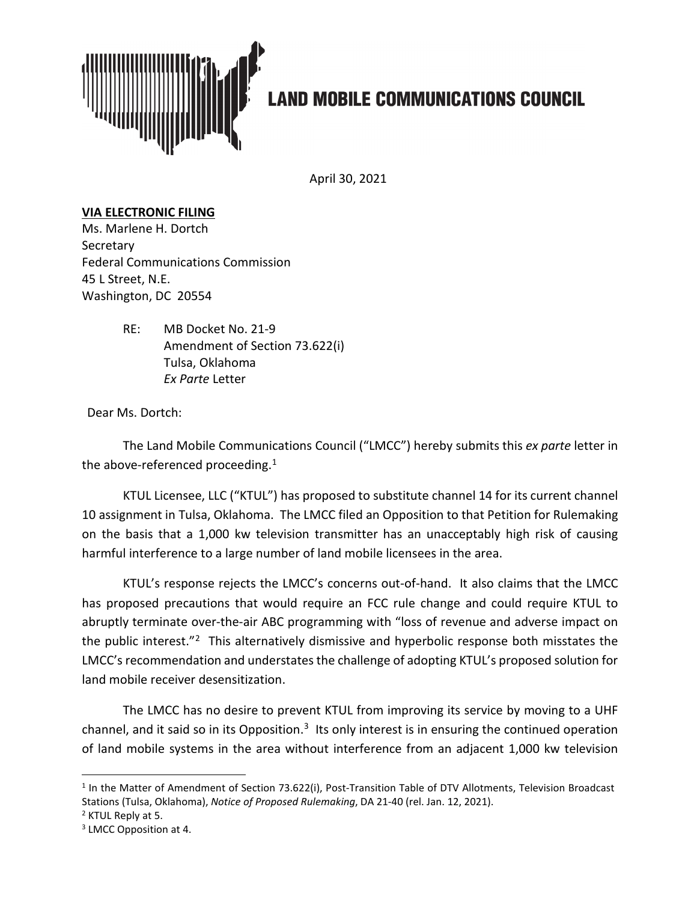# LAND MOBILE COMMUNICATIONS COUNCIL

April 30, 2021

**VIA ELECTRONIC FILING**
Ms. Marlene H. Dortch
Secretary
Federal Communications Commission
45 L Street, N.E.
Washington, DC 20554

RE: MB Docket No. 21-9
Amendment of Section 73.622(i)
Tulsa, Oklahoma
*Ex Parte* Letter

Dear Ms. Dortch:

The Land Mobile Communications Council ("LMCC") hereby submits this *ex parte* letter in the above-referenced proceeding.[1]

KTUL Licensee, LLC ("KTUL") has proposed to substitute channel 14 for its current channel 10 assignment in Tulsa, Oklahoma. The LMCC filed an Opposition to that Petition for Rulemaking on the basis that a 1,000 kw television transmitter has an unacceptably high risk of causing harmful interference to a large number of land mobile licensees in the area.

KTUL's response rejects the LMCC's concerns out-of-hand. It also claims that the LMCC has proposed precautions that would require an FCC rule change and could require KTUL to abruptly terminate over-the-air ABC programming with "loss of revenue and adverse impact on the public interest."[2] This alternatively dismissive and hyperbolic response both misstates the LMCC's recommendation and understates the challenge of adopting KTUL's proposed solution for land mobile receiver desensitization.

The LMCC has no desire to prevent KTUL from improving its service by moving to a UHF channel, and it said so in its Opposition.[3] Its only interest is in ensuring the continued operation of land mobile systems in the area without interference from an adjacent 1,000 kw television

---

[1] In the Matter of Amendment of Section 73.622(i), Post-Transition Table of DTV Allotments, Television Broadcast Stations (Tulsa, Oklahoma), *Notice of Proposed Rulemaking*, DA 21-40 (rel. Jan. 12, 2021).

[2] KTUL Reply at 5.

[3] LMCC Opposition at 4.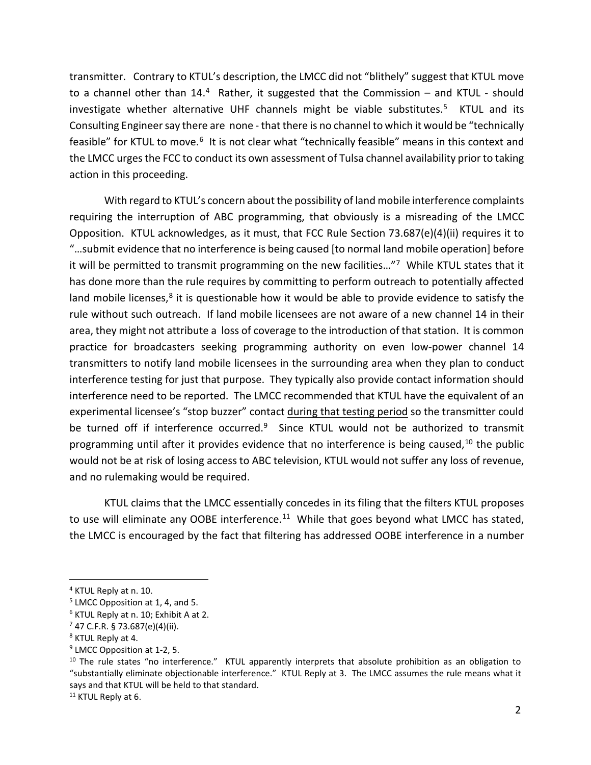transmitter. Contrary to KTUL's description, the LMCC did not "blithely" suggest that KTUL move to a channel other than 14.[4] Rather, it suggested that the Commission – and KTUL - should investigate whether alternative UHF channels might be viable substitutes.[5] KTUL and its Consulting Engineer say there are none - that there is no channel to which it would be "technically feasible" for KTUL to move.[6] It is not clear what "technically feasible" means in this context and the LMCC urges the FCC to conduct its own assessment of Tulsa channel availability prior to taking action in this proceeding.

With regard to KTUL's concern about the possibility of land mobile interference complaints requiring the interruption of ABC programming, that obviously is a misreading of the LMCC Opposition. KTUL acknowledges, as it must, that FCC Rule Section 73.687(e)(4)(ii) requires it to "…submit evidence that no interference is being caused [to normal land mobile operation] before it will be permitted to transmit programming on the new facilities…"[7] While KTUL states that it has done more than the rule requires by committing to perform outreach to potentially affected land mobile licenses,[8] it is questionable how it would be able to provide evidence to satisfy the rule without such outreach. If land mobile licensees are not aware of a new channel 14 in their area, they might not attribute a loss of coverage to the introduction of that station. It is common practice for broadcasters seeking programming authority on even low-power channel 14 transmitters to notify land mobile licensees in the surrounding area when they plan to conduct interference testing for just that purpose. They typically also provide contact information should interference need to be reported. The LMCC recommended that KTUL have the equivalent of an experimental licensee's "stop buzzer" contact <u>during that testing period</u> so the transmitter could be turned off if interference occurred.[9] Since KTUL would not be authorized to transmit programming until after it provides evidence that no interference is being caused,[10] the public would not be at risk of losing access to ABC television, KTUL would not suffer any loss of revenue, and no rulemaking would be required.

KTUL claims that the LMCC essentially concedes in its filing that the filters KTUL proposes to use will eliminate any OOBE interference.[11] While that goes beyond what LMCC has stated, the LMCC is encouraged by the fact that filtering has addressed OOBE interference in a number

---

[4] KTUL Reply at n. 10.

[5] LMCC Opposition at 1, 4, and 5.

[6] KTUL Reply at n. 10; Exhibit A at 2.

[7] 47 C.F.R. § 73.687(e)(4)(ii).

[8] KTUL Reply at 4.

[9] LMCC Opposition at 1-2, 5.

[10] The rule states "no interference." KTUL apparently interprets that absolute prohibition as an obligation to "substantially eliminate objectionable interference." KTUL Reply at 3. The LMCC assumes the rule means what it says and that KTUL will be held to that standard.

[11] KTUL Reply at 6.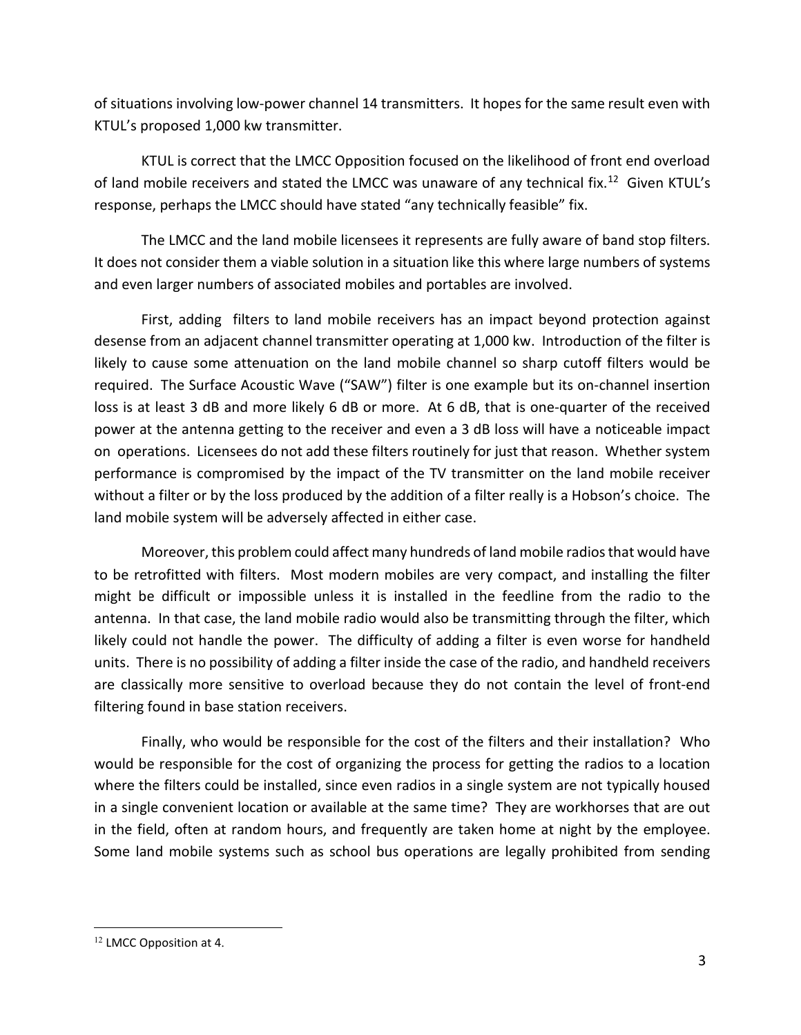of situations involving low-power channel 14 transmitters. It hopes for the same result even with KTUL's proposed 1,000 kw transmitter.

KTUL is correct that the LMCC Opposition focused on the likelihood of front end overload of land mobile receivers and stated the LMCC was unaware of any technical fix.[12] Given KTUL's response, perhaps the LMCC should have stated "any technically feasible" fix.

The LMCC and the land mobile licensees it represents are fully aware of band stop filters. It does not consider them a viable solution in a situation like this where large numbers of systems and even larger numbers of associated mobiles and portables are involved.

First, adding filters to land mobile receivers has an impact beyond protection against desense from an adjacent channel transmitter operating at 1,000 kw. Introduction of the filter is likely to cause some attenuation on the land mobile channel so sharp cutoff filters would be required. The Surface Acoustic Wave ("SAW") filter is one example but its on-channel insertion loss is at least 3 dB and more likely 6 dB or more. At 6 dB, that is one-quarter of the received power at the antenna getting to the receiver and even a 3 dB loss will have a noticeable impact on operations. Licensees do not add these filters routinely for just that reason. Whether system performance is compromised by the impact of the TV transmitter on the land mobile receiver without a filter or by the loss produced by the addition of a filter really is a Hobson's choice. The land mobile system will be adversely affected in either case.

Moreover, this problem could affect many hundreds of land mobile radios that would have to be retrofitted with filters. Most modern mobiles are very compact, and installing the filter might be difficult or impossible unless it is installed in the feedline from the radio to the antenna. In that case, the land mobile radio would also be transmitting through the filter, which likely could not handle the power. The difficulty of adding a filter is even worse for handheld units. There is no possibility of adding a filter inside the case of the radio, and handheld receivers are classically more sensitive to overload because they do not contain the level of front-end filtering found in base station receivers.

Finally, who would be responsible for the cost of the filters and their installation? Who would be responsible for the cost of organizing the process for getting the radios to a location where the filters could be installed, since even radios in a single system are not typically housed in a single convenient location or available at the same time? They are workhorses that are out in the field, often at random hours, and frequently are taken home at night by the employee. Some land mobile systems such as school bus operations are legally prohibited from sending

[12] LMCC Opposition at 4.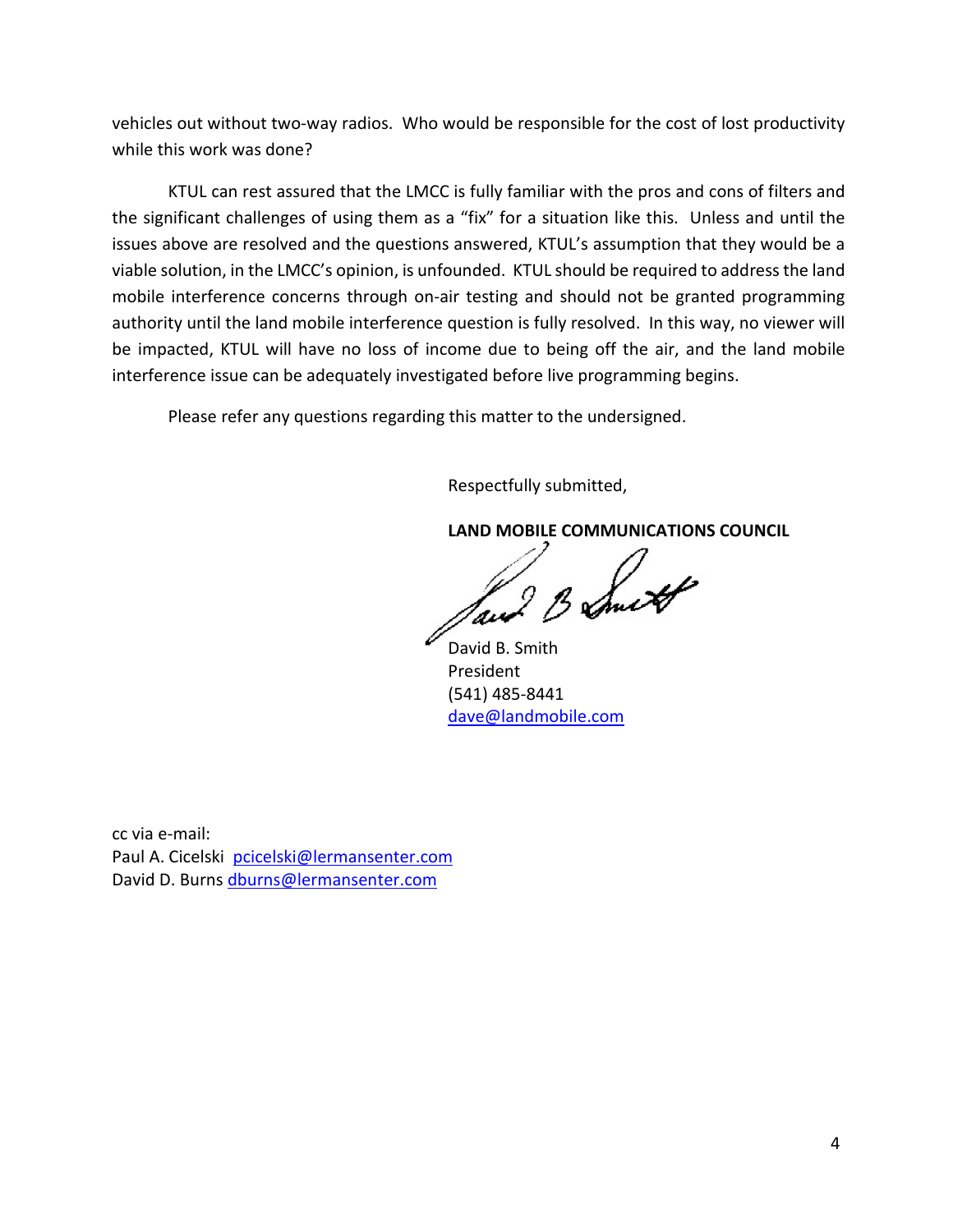vehicles out without two-way radios. Who would be responsible for the cost of lost productivity while this work was done?

KTUL can rest assured that the LMCC is fully familiar with the pros and cons of filters and the significant challenges of using them as a "fix" for a situation like this. Unless and until the issues above are resolved and the questions answered, KTUL's assumption that they would be a viable solution, in the LMCC's opinion, is unfounded. KTUL should be required to address the land mobile interference concerns through on-air testing and should not be granted programming authority until the land mobile interference question is fully resolved. In this way, no viewer will be impacted, KTUL will have no loss of income due to being off the air, and the land mobile interference issue can be adequately investigated before live programming begins.

Please refer any questions regarding this matter to the undersigned.

Respectfully submitted,

**LAND MOBILE COMMUNICATIONS COUNCIL**

David B. Smith
President
(541) 485-8441
dave@landmobile.com

cc via e-mail:
Paul A. Cicelski pcicelski@lermansenter.com
David D. Burns dburns@lermansenter.com